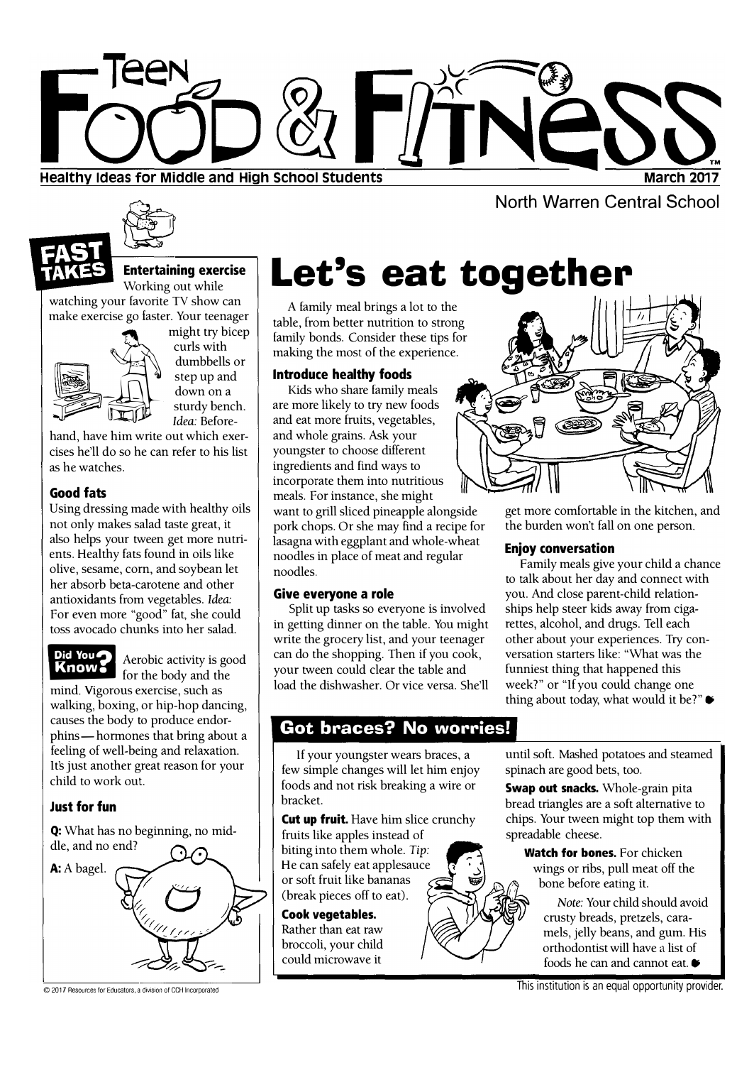# Teen Food & Fitness™

**Healthy Ideas for Middle and High School Students** — March 2017

North Warren Central School

## FAST TAKES

### Entertaining exercise

Working out while watching your favorite TV show can make exercise go faster. Your teenager might try bicep curls with dumbbells or step up and down on a sturdy bench. *Idea:* Beforehand, have him write out which exercises he'll do so he can refer to his list as he watches.

### Good fats

Using dressing made with healthy oils not only makes salad taste great, it also helps your tween get more nutrients. Healthy fats found in oils like olive, sesame, corn, and soybean let her absorb beta-carotene and other antioxidants from vegetables. *Idea:* For even more "good" fat, she could toss avocado chunks into her salad.

### Did You Know?

Aerobic activity is good for the body and the mind. Vigorous exercise, such as walking, boxing, or hip-hop dancing, causes the body to produce endorphins—hormones that bring about a feeling of well-being and relaxation. It's just another great reason for your child to work out.

### Just for fun

**Q:** What has no beginning, no middle, and no end?

**A:** A bagel.

# Let's eat together

A family meal brings a lot to the table, from better nutrition to strong family bonds. Consider these tips for making the most of the experience.

### Introduce healthy foods

Kids who share family meals are more likely to try new foods and eat more fruits, vegetables, and whole grains. Ask your youngster to choose different ingredients and find ways to incorporate them into nutritious meals. For instance, she might want to grill sliced pineapple alongside pork chops. Or she may find a recipe for lasagna with eggplant and whole-wheat noodles in place of meat and regular noodles.

### Give everyone a role

Split up tasks so everyone is involved in getting dinner on the table. You might write the grocery list, and your teenager can do the shopping. Then if you cook, your tween could clear the table and load the dishwasher. Or vice versa. She'll get more comfortable in the kitchen, and the burden won't fall on one person.

### Enjoy conversation

Family meals give your child a chance to talk about her day and connect with you. And close parent-child relationships help steer kids away from cigarettes, alcohol, and drugs. Tell each other about your experiences. Try conversation starters like: "What was the funniest thing that happened this week?" or "If you could change one thing about today, what would it be?"

## Got braces? No worries!

If your youngster wears braces, a few simple changes will let him enjoy foods and not risk breaking a wire or bracket.

**Cut up fruit.** Have him slice crunchy fruits like apples instead of biting into them whole. *Tip:* He can safely eat applesauce or soft fruit like bananas (break pieces off to eat).

**Cook vegetables.** Rather than eat raw broccoli, your child could microwave it until soft. Mashed potatoes and steamed spinach are good bets, too.

**Swap out snacks.** Whole-grain pita bread triangles are a soft alternative to chips. Your tween might top them with spreadable cheese.

**Watch for bones.** For chicken wings or ribs, pull meat off the bone before eating it.

*Note:* Your child should avoid crusty breads, pretzels, caramels, jelly beans, and gum. His orthodontist will have a list of foods he can and cannot eat.

© 2017 Resources for Educators, a division of CCH Incorporated

This institution is an equal opportunity provider.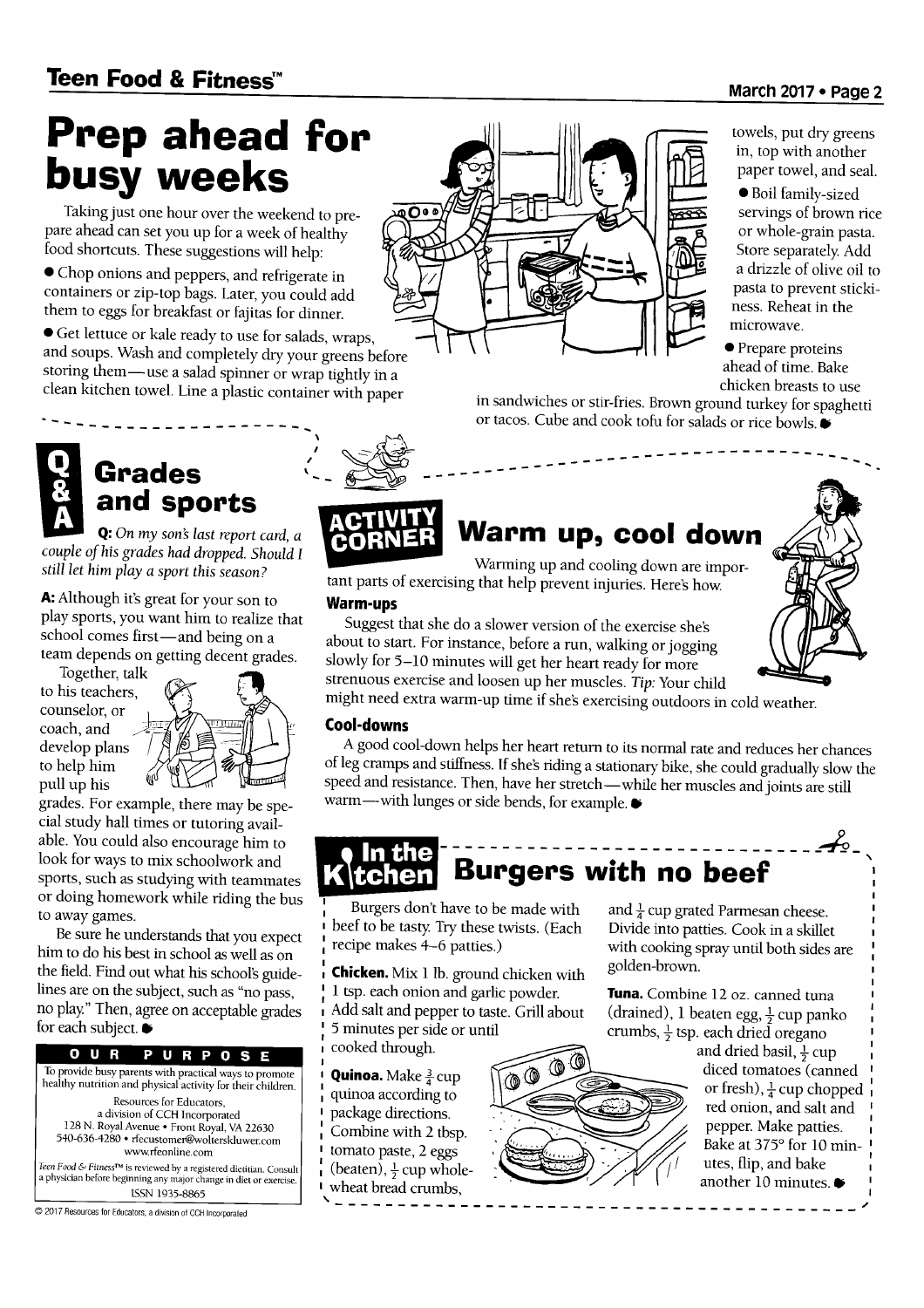# Prep ahead for busy weeks

Taking just one hour over the weekend to prepare ahead can set you up for a week of healthy food shortcuts. These suggestions will help:

- Chop onions and peppers, and refrigerate in containers or zip-top bags. Later, you could add them to eggs for breakfast or fajitas for dinner.
- Get lettuce or kale ready to use for salads, wraps, and soups. Wash and completely dry your greens before storing them—use a salad spinner or wrap tightly in a clean kitchen towel. Line a plastic container with paper towels, put dry greens in, top with another paper towel, and seal.
- Boil family-sized servings of brown rice or whole-grain pasta. Store separately. Add a drizzle of olive oil to pasta to prevent stickiness. Reheat in the microwave.
- Prepare proteins ahead of time. Bake chicken breasts to use in sandwiches or stir-fries. Brown ground turkey for spaghetti or tacos. Cube and cook tofu for salads or rice bowls.

## Q&A Grades and sports

**Q:** *On my son's last report card, a couple of his grades had dropped. Should I still let him play a sport this season?*

**A:** Although it's great for your son to play sports, you want him to realize that school comes first—and being on a team depends on getting decent grades.

Together, talk to his teachers, counselor, or coach, and develop plans to help him pull up his grades. For example, there may be special study hall times or tutoring available. You could also encourage him to look for ways to mix schoolwork and sports, such as studying with teammates or doing homework while riding the bus to away games.

Be sure he understands that you expect him to do his best in school as well as on the field. Find out what his school's guidelines are on the subject, such as "no pass, no play." Then, agree on acceptable grades for each subject.

## Activity Corner: Warm up, cool down

Warming up and cooling down are important parts of exercising that help prevent injuries. Here's how.

### Warm-ups

Suggest that she do a slower version of the exercise she's about to start. For instance, before a run, walking or jogging slowly for 5–10 minutes will get her heart ready for more strenuous exercise and loosen up her muscles. *Tip:* Your child might need extra warm-up time if she's exercising outdoors in cold weather.

### Cool-downs

A good cool-down helps her heart return to its normal rate and reduces her chances of leg cramps and stiffness. If she's riding a stationary bike, she could gradually slow the speed and resistance. Then, have her stretch—while her muscles and joints are still warm—with lunges or side bends, for example.

## In the Kitchen: Burgers with no beef

Burgers don't have to be made with beef to be tasty. Try these twists. (Each recipe makes 4–6 patties.)

**Chicken.** Mix 1 lb. ground chicken with 1 tsp. each onion and garlic powder. Add salt and pepper to taste. Grill about 5 minutes per side or until cooked through.

**Quinoa.** Make $\frac{3}{4}$ cup quinoa according to package directions. Combine with 2 tbsp. tomato paste, 2 eggs (beaten), $\frac{1}{2}$ cup whole-wheat bread crumbs, and $\frac{1}{4}$ cup grated Parmesan cheese. Divide into patties. Cook in a skillet with cooking spray until both sides are golden-brown.

**Tuna.** Combine 12 oz. canned tuna (drained), 1 beaten egg, $\frac{1}{2}$ cup panko crumbs, $\frac{1}{2}$ tsp. each dried oregano and dried basil, $\frac{1}{2}$ cup diced tomatoes (canned or fresh), $\frac{1}{4}$ cup chopped red onion, and salt and pepper. Make patties. Bake at 375° for 10 minutes, flip, and bake another 10 minutes.

---

**OUR PURPOSE**

To provide busy parents with practical ways to promote healthy nutrition and physical activity for their children.

Resources for Educators,
a division of CCH Incorporated
128 N. Royal Avenue • Front Royal, VA 22630
540-636-4280 • rfecustomer@wolterskluwer.com
www.rfeonline.com

*Teen Food & Fitness*™ is reviewed by a registered dietitian. Consult a physician before beginning any major change in diet or exercise.

ISSN 1935-8865

© 2017 Resources for Educators, a division of CCH Incorporated